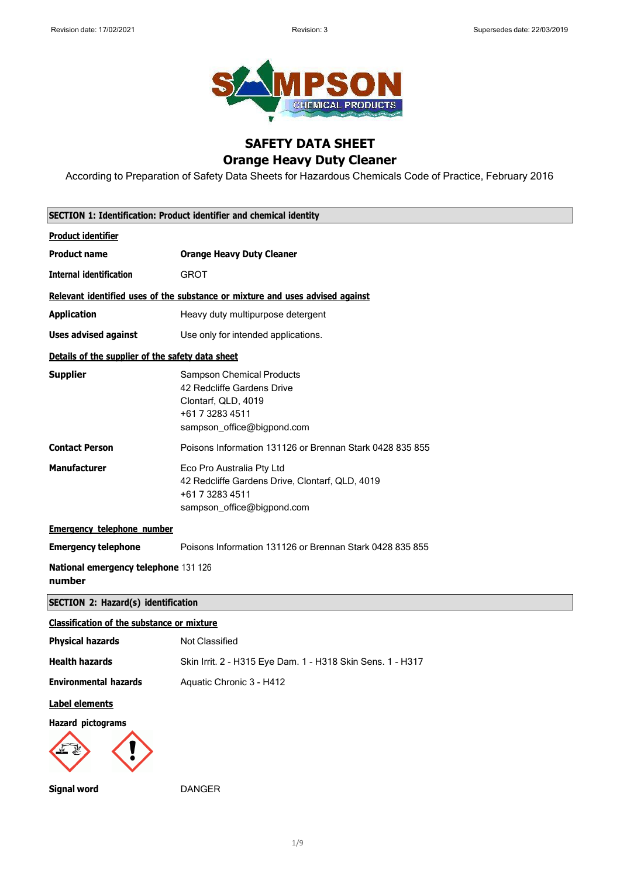Revision date: 17/02/2021 Revision: 3 Supersedes date: 22/03/2019

# SAFETY DATA SHEET
# Orange Heavy Duty Cleaner

According to Preparation of Safety Data Sheets for Hazardous Chemicals Code of Practice, February 2016

## SECTION 1: Identification: Product identifier and chemical identity

**Product identifier**

| | |
|---|---|
| **Product name** | **Orange Heavy Duty Cleaner** |
| **Internal identification** | GROT |

**Relevant identified uses of the substance or mixture and uses advised against**

| | |
|---|---|
| **Application** | Heavy duty multipurpose detergent |
| **Uses advised against** | Use only for intended applications. |

**Details of the supplier of the safety data sheet**

| | |
|---|---|
| **Supplier** | Sampson Chemical Products<br>42 Redcliffe Gardens Drive<br>Clontarf, QLD, 4019<br>+61 7 3283 4511<br>sampson_office@bigpond.com |
| **Contact Person** | Poisons Information 131126 or Brennan Stark 0428 835 855 |
| **Manufacturer** | Eco Pro Australia Pty Ltd<br>42 Redcliffe Gardens Drive, Clontarf, QLD, 4019<br>+61 7 3283 4511<br>sampson_office@bigpond.com |

**Emergency telephone number**

| | |
|---|---|
| **Emergency telephone** | Poisons Information 131126 or Brennan Stark 0428 835 855 |
| **National emergency telephone number** | 131 126 |

## SECTION 2: Hazard(s) identification

**Classification of the substance or mixture**

| | |
|---|---|
| **Physical hazards** | Not Classified |
| **Health hazards** | Skin Irrit. 2 - H315 Eye Dam. 1 - H318 Skin Sens. 1 - H317 |
| **Environmental hazards** | Aquatic Chronic 3 - H412 |

**Label elements**

**Hazard pictograms**

| | |
|---|---|
| **Signal word** | DANGER |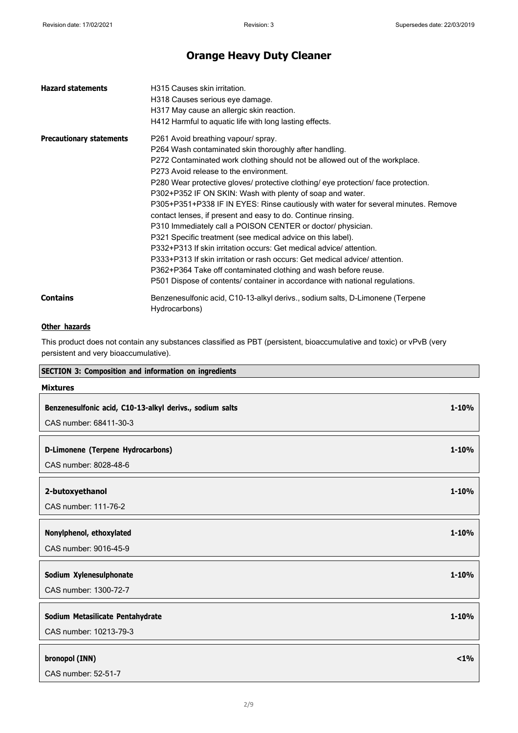# Orange Heavy Duty Cleaner

| | |
|---|---|
| **Hazard statements** | H315 Causes skin irritation.<br>H318 Causes serious eye damage.<br>H317 May cause an allergic skin reaction.<br>H412 Harmful to aquatic life with long lasting effects. |
| **Precautionary statements** | P261 Avoid breathing vapour/ spray.<br>P264 Wash contaminated skin thoroughly after handling.<br>P272 Contaminated work clothing should not be allowed out of the workplace.<br>P273 Avoid release to the environment.<br>P280 Wear protective gloves/ protective clothing/ eye protection/ face protection.<br>P302+P352 IF ON SKIN: Wash with plenty of soap and water.<br>P305+P351+P338 IF IN EYES: Rinse cautiously with water for several minutes. Remove contact lenses, if present and easy to do. Continue rinsing.<br>P310 Immediately call a POISON CENTER or doctor/ physician.<br>P321 Specific treatment (see medical advice on this label).<br>P332+P313 If skin irritation occurs: Get medical advice/ attention.<br>P333+P313 If skin irritation or rash occurs: Get medical advice/ attention.<br>P362+P364 Take off contaminated clothing and wash before reuse.<br>P501 Dispose of contents/ container in accordance with national regulations. |
| **Contains** | Benzenesulfonic acid, C10-13-alkyl derivs., sodium salts, D-Limonene (Terpene Hydrocarbons) |

**Other hazards**

This product does not contain any substances classified as PBT (persistent, bioaccumulative and toxic) or vPvB (very persistent and very bioaccumulative).

## SECTION 3: Composition and information on ingredients

**Mixtures**

| Ingredient | Concentration |
|---|---|
| **Benzenesulfonic acid, C10-13-alkyl derivs., sodium salts**<br>CAS number: 68411-30-3 | **1-10%** |
| **D-Limonene (Terpene Hydrocarbons)**<br>CAS number: 8028-48-6 | **1-10%** |
| **2-butoxyethanol**<br>CAS number: 111-76-2 | **1-10%** |
| **Nonylphenol, ethoxylated**<br>CAS number: 9016-45-9 | **1-10%** |
| **Sodium Xylenesulphonate**<br>CAS number: 1300-72-7 | **1-10%** |
| **Sodium Metasilicate Pentahydrate**<br>CAS number: 10213-79-3 | **1-10%** |
| **bronopol (INN)**<br>CAS number: 52-51-7 | **<1%** |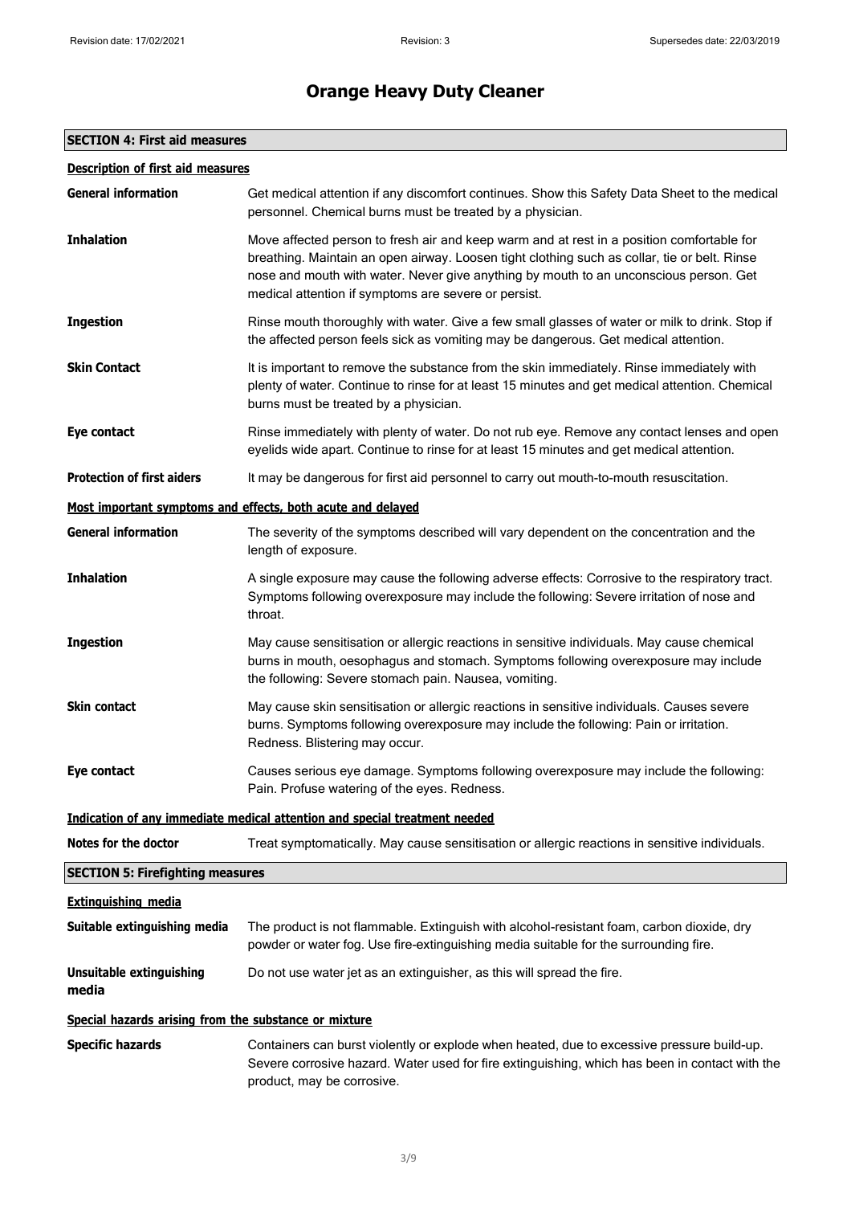# Orange Heavy Duty Cleaner

## SECTION 4: First aid measures

### Description of first aid measures

**General information** Get medical attention if any discomfort continues. Show this Safety Data Sheet to the medical personnel. Chemical burns must be treated by a physician.

**Inhalation** Move affected person to fresh air and keep warm and at rest in a position comfortable for breathing. Maintain an open airway. Loosen tight clothing such as collar, tie or belt. Rinse nose and mouth with water. Never give anything by mouth to an unconscious person. Get medical attention if symptoms are severe or persist.

**Ingestion** Rinse mouth thoroughly with water. Give a few small glasses of water or milk to drink. Stop if the affected person feels sick as vomiting may be dangerous. Get medical attention.

**Skin Contact** It is important to remove the substance from the skin immediately. Rinse immediately with plenty of water. Continue to rinse for at least 15 minutes and get medical attention. Chemical burns must be treated by a physician.

**Eye contact** Rinse immediately with plenty of water. Do not rub eye. Remove any contact lenses and open eyelids wide apart. Continue to rinse for at least 15 minutes and get medical attention.

**Protection of first aiders** It may be dangerous for first aid personnel to carry out mouth-to-mouth resuscitation.

### Most important symptoms and effects, both acute and delayed

**General information** The severity of the symptoms described will vary dependent on the concentration and the length of exposure.

**Inhalation** A single exposure may cause the following adverse effects: Corrosive to the respiratory tract. Symptoms following overexposure may include the following: Severe irritation of nose and throat.

**Ingestion** May cause sensitisation or allergic reactions in sensitive individuals. May cause chemical burns in mouth, oesophagus and stomach. Symptoms following overexposure may include the following: Severe stomach pain. Nausea, vomiting.

**Skin contact** May cause skin sensitisation or allergic reactions in sensitive individuals. Causes severe burns. Symptoms following overexposure may include the following: Pain or irritation. Redness. Blistering may occur.

**Eye contact** Causes serious eye damage. Symptoms following overexposure may include the following: Pain. Profuse watering of the eyes. Redness.

### Indication of any immediate medical attention and special treatment needed

**Notes for the doctor** Treat symptomatically. May cause sensitisation or allergic reactions in sensitive individuals.

## SECTION 5: Firefighting measures

### Extinguishing media

**Suitable extinguishing media** The product is not flammable. Extinguish with alcohol-resistant foam, carbon dioxide, dry powder or water fog. Use fire-extinguishing media suitable for the surrounding fire.

**Unsuitable extinguishing media** Do not use water jet as an extinguisher, as this will spread the fire.

### Special hazards arising from the substance or mixture

**Specific hazards** Containers can burst violently or explode when heated, due to excessive pressure build-up. Severe corrosive hazard. Water used for fire extinguishing, which has been in contact with the product, may be corrosive.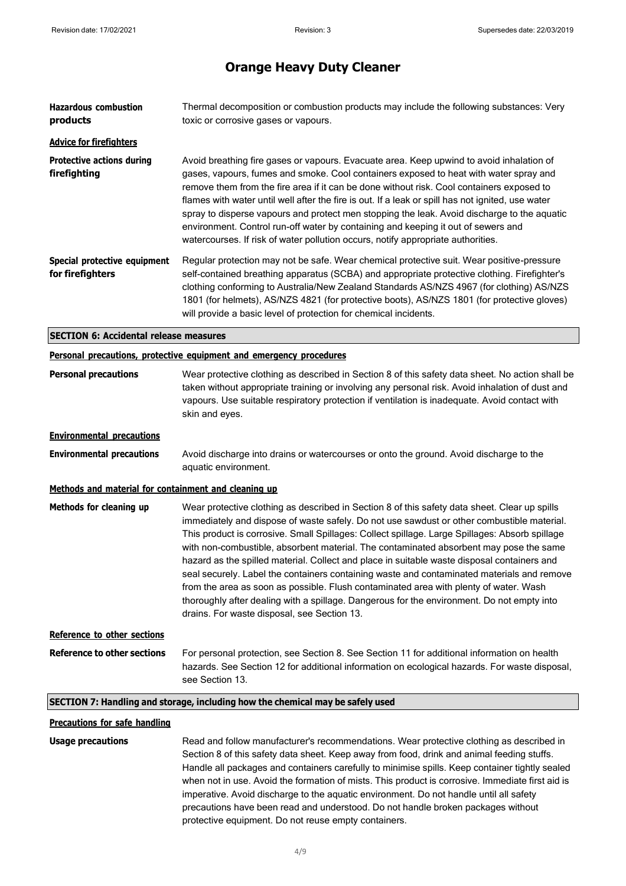# Orange Heavy Duty Cleaner

**Hazardous combustion products** Thermal decomposition or combustion products may include the following substances: Very toxic or corrosive gases or vapours.

**Advice for firefighters**

**Protective actions during firefighting** Avoid breathing fire gases or vapours. Evacuate area. Keep upwind to avoid inhalation of gases, vapours, fumes and smoke. Cool containers exposed to heat with water spray and remove them from the fire area if it can be done without risk. Cool containers exposed to flames with water until well after the fire is out. If a leak or spill has not ignited, use water spray to disperse vapours and protect men stopping the leak. Avoid discharge to the aquatic environment. Control run-off water by containing and keeping it out of sewers and watercourses. If risk of water pollution occurs, notify appropriate authorities.

**Special protective equipment for firefighters** Regular protection may not be safe. Wear chemical protective suit. Wear positive-pressure self-contained breathing apparatus (SCBA) and appropriate protective clothing. Firefighter's clothing conforming to Australia/New Zealand Standards AS/NZS 4967 (for clothing) AS/NZS 1801 (for helmets), AS/NZS 4821 (for protective boots), AS/NZS 1801 (for protective gloves) will provide a basic level of protection for chemical incidents.

## SECTION 6: Accidental release measures

**Personal precautions, protective equipment and emergency procedures**

**Personal precautions** Wear protective clothing as described in Section 8 of this safety data sheet. No action shall be taken without appropriate training or involving any personal risk. Avoid inhalation of dust and vapours. Use suitable respiratory protection if ventilation is inadequate. Avoid contact with skin and eyes.

**Environmental precautions**

**Environmental precautions** Avoid discharge into drains or watercourses or onto the ground. Avoid discharge to the aquatic environment.

**Methods and material for containment and cleaning up**

**Methods for cleaning up** Wear protective clothing as described in Section 8 of this safety data sheet. Clear up spills immediately and dispose of waste safely. Do not use sawdust or other combustible material. This product is corrosive. Small Spillages: Collect spillage. Large Spillages: Absorb spillage with non-combustible, absorbent material. The contaminated absorbent may pose the same hazard as the spilled material. Collect and place in suitable waste disposal containers and seal securely. Label the containers containing waste and contaminated materials and remove from the area as soon as possible. Flush contaminated area with plenty of water. Wash thoroughly after dealing with a spillage. Dangerous for the environment. Do not empty into drains. For waste disposal, see Section 13.

**Reference to other sections**

**Reference to other sections** For personal protection, see Section 8. See Section 11 for additional information on health hazards. See Section 12 for additional information on ecological hazards. For waste disposal, see Section 13.

## SECTION 7: Handling and storage, including how the chemical may be safely used

**Precautions for safe handling**

**Usage precautions** Read and follow manufacturer's recommendations. Wear protective clothing as described in Section 8 of this safety data sheet. Keep away from food, drink and animal feeding stuffs. Handle all packages and containers carefully to minimise spills. Keep container tightly sealed when not in use. Avoid the formation of mists. This product is corrosive. Immediate first aid is imperative. Avoid discharge to the aquatic environment. Do not handle until all safety precautions have been read and understood. Do not handle broken packages without protective equipment. Do not reuse empty containers.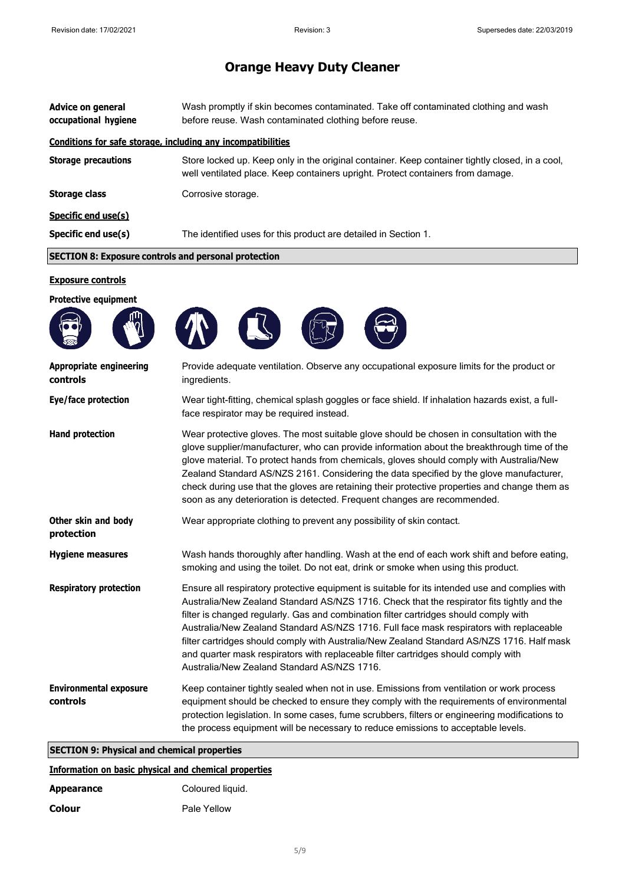# Orange Heavy Duty Cleaner

| | |
|---|---|
| **Advice on general occupational hygiene** | Wash promptly if skin becomes contaminated. Take off contaminated clothing and wash before reuse. Wash contaminated clothing before reuse. |

**Conditions for safe storage, including any incompatibilities**

| | |
|---|---|
| **Storage precautions** | Store locked up. Keep only in the original container. Keep container tightly closed, in a cool, well ventilated place. Keep containers upright. Protect containers from damage. |
| **Storage class** | Corrosive storage. |

**Specific end use(s)**

| | |
|---|---|
| **Specific end use(s)** | The identified uses for this product are detailed in Section 1. |

## SECTION 8: Exposure controls and personal protection

**Exposure controls**

**Protective equipment**

| | |
|---|---|
| **Appropriate engineering controls** | Provide adequate ventilation. Observe any occupational exposure limits for the product or ingredients. |
| **Eye/face protection** | Wear tight-fitting, chemical splash goggles or face shield. If inhalation hazards exist, a full-face respirator may be required instead. |
| **Hand protection** | Wear protective gloves. The most suitable glove should be chosen in consultation with the glove supplier/manufacturer, who can provide information about the breakthrough time of the glove material. To protect hands from chemicals, gloves should comply with Australia/New Zealand Standard AS/NZS 2161. Considering the data specified by the glove manufacturer, check during use that the gloves are retaining their protective properties and change them as soon as any deterioration is detected. Frequent changes are recommended. |
| **Other skin and body protection** | Wear appropriate clothing to prevent any possibility of skin contact. |
| **Hygiene measures** | Wash hands thoroughly after handling. Wash at the end of each work shift and before eating, smoking and using the toilet. Do not eat, drink or smoke when using this product. |
| **Respiratory protection** | Ensure all respiratory protective equipment is suitable for its intended use and complies with Australia/New Zealand Standard AS/NZS 1716. Check that the respirator fits tightly and the filter is changed regularly. Gas and combination filter cartridges should comply with Australia/New Zealand Standard AS/NZS 1716. Full face mask respirators with replaceable filter cartridges should comply with Australia/New Zealand Standard AS/NZS 1716. Half mask and quarter mask respirators with replaceable filter cartridges should comply with Australia/New Zealand Standard AS/NZS 1716. |
| **Environmental exposure controls** | Keep container tightly sealed when not in use. Emissions from ventilation or work process equipment should be checked to ensure they comply with the requirements of environmental protection legislation. In some cases, fume scrubbers, filters or engineering modifications to the process equipment will be necessary to reduce emissions to acceptable levels. |

## SECTION 9: Physical and chemical properties

**Information on basic physical and chemical properties**

| | |
|---|---|
| **Appearance** | Coloured liquid. |
| **Colour** | Pale Yellow |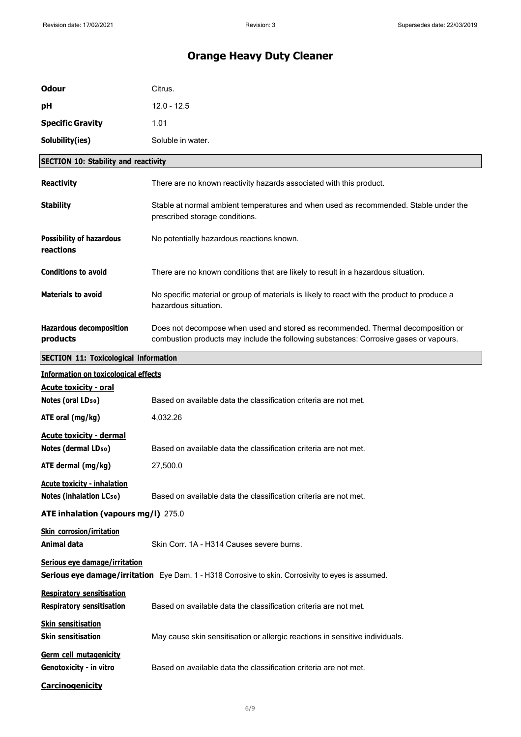| | |
|---|---|
| **Odour** | Citrus. |
| **pH** | 12.0 - 12.5 |
| **Specific Gravity** | 1.01 |
| **Solubility(ies)** | Soluble in water. |

## SECTION 10: Stability and reactivity

**Reactivity** There are no known reactivity hazards associated with this product.

**Stability** Stable at normal ambient temperatures and when used as recommended. Stable under the prescribed storage conditions.

**Possibility of hazardous reactions** No potentially hazardous reactions known.

**Conditions to avoid** There are no known conditions that are likely to result in a hazardous situation.

**Materials to avoid** No specific material or group of materials is likely to react with the product to produce a hazardous situation.

**Hazardous decomposition products** Does not decompose when used and stored as recommended. Thermal decomposition or combustion products may include the following substances: Corrosive gases or vapours.

## SECTION 11: Toxicological information

**Information on toxicological effects**

**Acute toxicity - oral**

**Notes (oral $LD_{50}$)** Based on available data the classification criteria are not met.

**ATE oral (mg/kg)** 4,032.26

**Acute toxicity - dermal**

**Notes (dermal $LD_{50}$)** Based on available data the classification criteria are not met.

**ATE dermal (mg/kg)** 27,500.0

**Acute toxicity - inhalation**

**Notes (inhalation $LC_{50}$)** Based on available data the classification criteria are not met.

**ATE inhalation (vapours mg/l)** 275.0

**Skin corrosion/irritation**

**Animal data** Skin Corr. 1A - H314 Causes severe burns.

**Serious eye damage/irritation**

**Serious eye damage/irritation** Eye Dam. 1 - H318 Corrosive to skin. Corrosivity to eyes is assumed.

**Respiratory sensitisation**

**Respiratory sensitisation** Based on available data the classification criteria are not met.

**Skin sensitisation**

**Skin sensitisation** May cause skin sensitisation or allergic reactions in sensitive individuals.

**Germ cell mutagenicity**

**Genotoxicity - in vitro** Based on available data the classification criteria are not met.

**Carcinogenicity**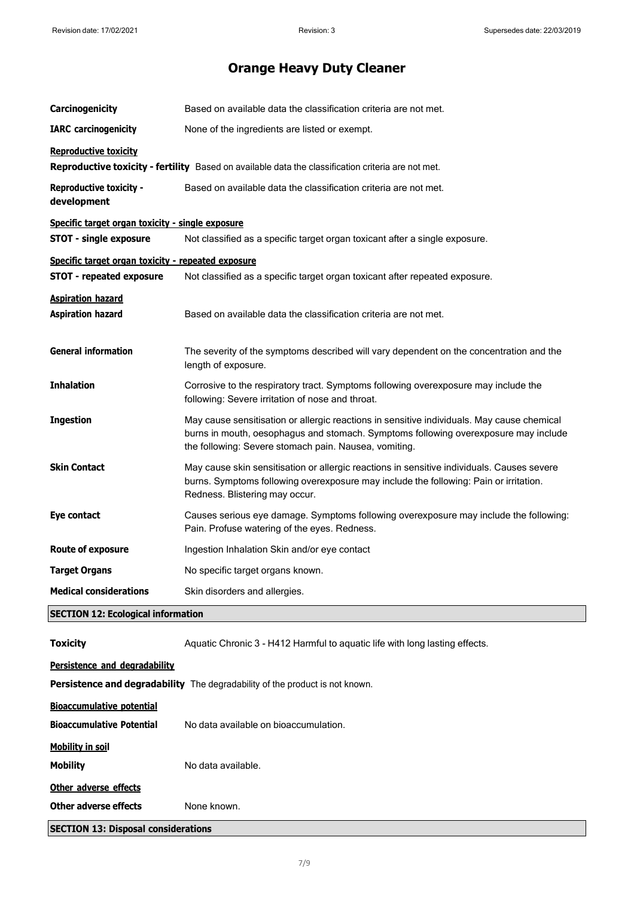# Orange Heavy Duty Cleaner

**Carcinogenicity** Based on available data the classification criteria are not met.

**IARC carcinogenicity** None of the ingredients are listed or exempt.

**Reproductive toxicity**

**Reproductive toxicity - fertility** Based on available data the classification criteria are not met.

**Reproductive toxicity - development** Based on available data the classification criteria are not met.

**Specific target organ toxicity - single exposure**

**STOT - single exposure** Not classified as a specific target organ toxicant after a single exposure.

**Specific target organ toxicity - repeated exposure**

**STOT - repeated exposure** Not classified as a specific target organ toxicant after repeated exposure.

**Aspiration hazard**

**Aspiration hazard** Based on available data the classification criteria are not met.

**General information** The severity of the symptoms described will vary dependent on the concentration and the length of exposure.

**Inhalation** Corrosive to the respiratory tract. Symptoms following overexposure may include the following: Severe irritation of nose and throat.

**Ingestion** May cause sensitisation or allergic reactions in sensitive individuals. May cause chemical burns in mouth, oesophagus and stomach. Symptoms following overexposure may include the following: Severe stomach pain. Nausea, vomiting.

**Skin Contact** May cause skin sensitisation or allergic reactions in sensitive individuals. Causes severe burns. Symptoms following overexposure may include the following: Pain or irritation. Redness. Blistering may occur.

**Eye contact** Causes serious eye damage. Symptoms following overexposure may include the following: Pain. Profuse watering of the eyes. Redness.

**Route of exposure** Ingestion Inhalation Skin and/or eye contact

**Target Organs** No specific target organs known.

**Medical considerations** Skin disorders and allergies.

## SECTION 12: Ecological information

**Toxicity** Aquatic Chronic 3 - H412 Harmful to aquatic life with long lasting effects.

**Persistence and degradability**

**Persistence and degradability** The degradability of the product is not known.

**Bioaccumulative potential**

**Bioaccumulative Potential** No data available on bioaccumulation.

**Mobility in soil**

**Mobility** No data available.

**Other adverse effects**

**Other adverse effects** None known.

## SECTION 13: Disposal considerations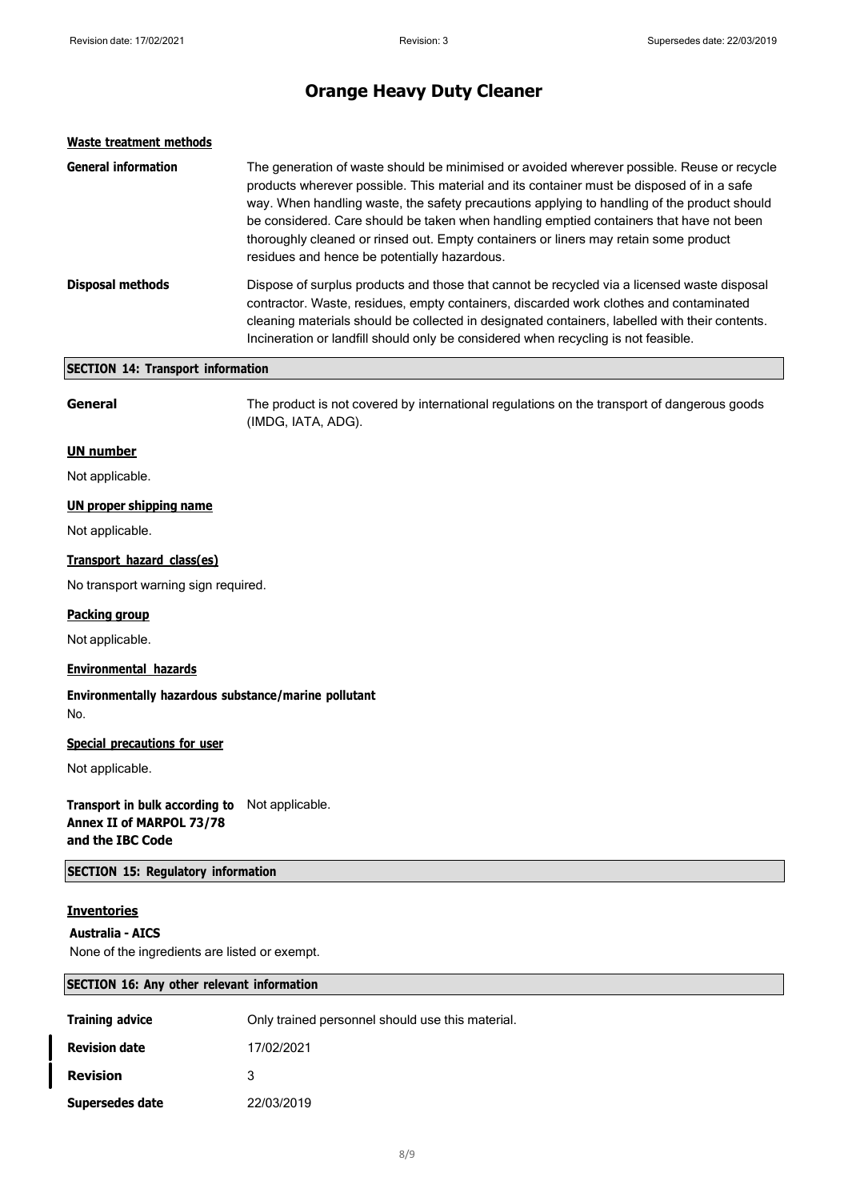### Waste treatment methods

**General information** The generation of waste should be minimised or avoided wherever possible. Reuse or recycle products wherever possible. This material and its container must be disposed of in a safe way. When handling waste, the safety precautions applying to handling of the product should be considered. Care should be taken when handling emptied containers that have not been thoroughly cleaned or rinsed out. Empty containers or liners may retain some product residues and hence be potentially hazardous.

**Disposal methods** Dispose of surplus products and those that cannot be recycled via a licensed waste disposal contractor. Waste, residues, empty containers, discarded work clothes and contaminated cleaning materials should be collected in designated containers, labelled with their contents. Incineration or landfill should only be considered when recycling is not feasible.

## SECTION 14: Transport information

**General** The product is not covered by international regulations on the transport of dangerous goods (IMDG, IATA, ADG).

### UN number

Not applicable.

### UN proper shipping name

Not applicable.

### Transport hazard class(es)

No transport warning sign required.

### Packing group

Not applicable.

### Environmental hazards

**Environmentally hazardous substance/marine pollutant**

No.

### Special precautions for user

Not applicable.

**Transport in bulk according to Annex II of MARPOL 73/78 and the IBC Code** Not applicable.

## SECTION 15: Regulatory information

### Inventories

**Australia - AICS**

None of the ingredients are listed or exempt.

## SECTION 16: Any other relevant information

**Training advice** Only trained personnel should use this material.

**Revision date** 17/02/2021

**Revision** 3

**Supersedes date** 22/03/2019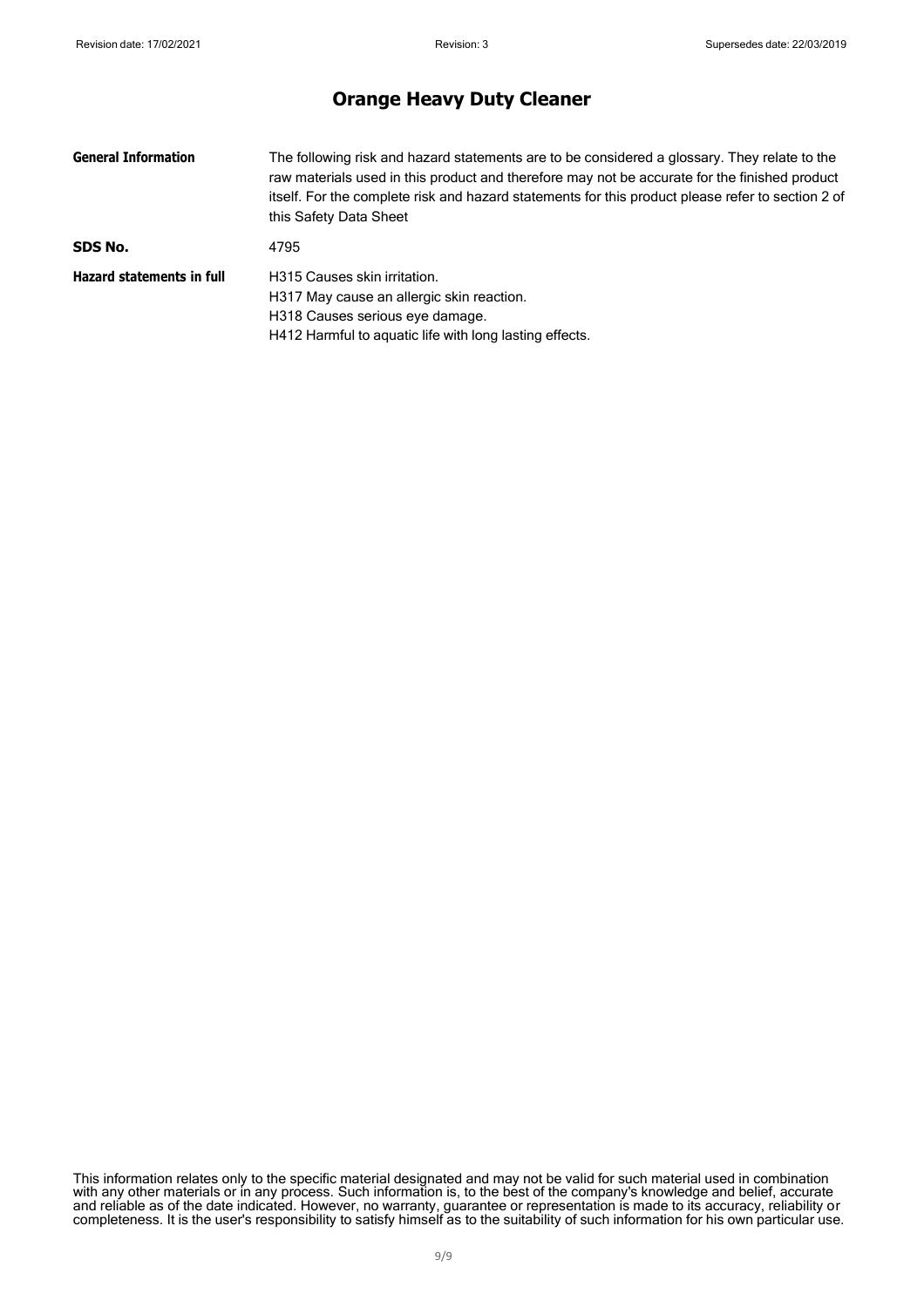**General Information**

The following risk and hazard statements are to be considered a glossary. They relate to the raw materials used in this product and therefore may not be accurate for the finished product itself. For the complete risk and hazard statements for this product please refer to section 2 of this Safety Data Sheet

**SDS No.**

4795

**Hazard statements in full**

H315 Causes skin irritation.
H317 May cause an allergic skin reaction.
H318 Causes serious eye damage.
H412 Harmful to aquatic life with long lasting effects.

This information relates only to the specific material designated and may not be valid for such material used in combination with any other materials or in any process. Such information is, to the best of the company's knowledge and belief, accurate and reliable as of the date indicated. However, no warranty, guarantee or representation is made to its accuracy, reliability or completeness. It is the user's responsibility to satisfy himself as to the suitability of such information for his own particular use.